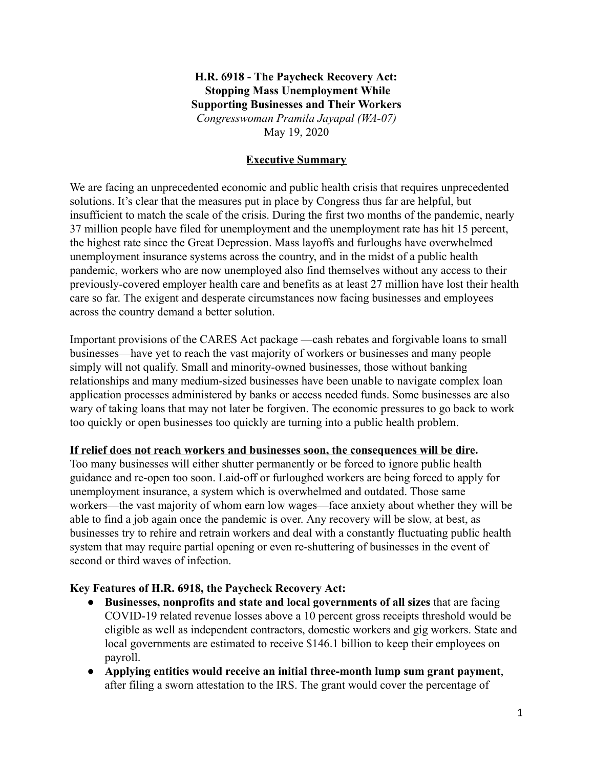**H.R. 6918 - The Paycheck Recovery Act:**
**Stopping Mass Unemployment While**
**Supporting Businesses and Their Workers**
*Congresswoman Pramila Jayapal (WA-07)*
May 19, 2020

## Executive Summary

We are facing an unprecedented economic and public health crisis that requires unprecedented solutions. It's clear that the measures put in place by Congress thus far are helpful, but insufficient to match the scale of the crisis. During the first two months of the pandemic, nearly 37 million people have filed for unemployment and the unemployment rate has hit 15 percent, the highest rate since the Great Depression. Mass layoffs and furloughs have overwhelmed unemployment insurance systems across the country, and in the midst of a public health pandemic, workers who are now unemployed also find themselves without any access to their previously-covered employer health care and benefits as at least 27 million have lost their health care so far. The exigent and desperate circumstances now facing businesses and employees across the country demand a better solution.

Important provisions of the CARES Act package —cash rebates and forgivable loans to small businesses—have yet to reach the vast majority of workers or businesses and many people simply will not qualify. Small and minority-owned businesses, those without banking relationships and many medium-sized businesses have been unable to navigate complex loan application processes administered by banks or access needed funds. Some businesses are also wary of taking loans that may not later be forgiven. The economic pressures to go back to work too quickly or open businesses too quickly are turning into a public health problem.

**If relief does not reach workers and businesses soon, the consequences will be dire.** Too many businesses will either shutter permanently or be forced to ignore public health guidance and re-open too soon. Laid-off or furloughed workers are being forced to apply for unemployment insurance, a system which is overwhelmed and outdated. Those same workers—the vast majority of whom earn low wages—face anxiety about whether they will be able to find a job again once the pandemic is over. Any recovery will be slow, at best, as businesses try to rehire and retrain workers and deal with a constantly fluctuating public health system that may require partial opening or even re-shuttering of businesses in the event of second or third waves of infection.

**Key Features of H.R. 6918, the Paycheck Recovery Act:**

- **Businesses, nonprofits and state and local governments of all sizes** that are facing COVID-19 related revenue losses above a 10 percent gross receipts threshold would be eligible as well as independent contractors, domestic workers and gig workers. State and local governments are estimated to receive $146.1 billion to keep their employees on payroll.
- **Applying entities would receive an initial three-month lump sum grant payment**, after filing a sworn attestation to the IRS. The grant would cover the percentage of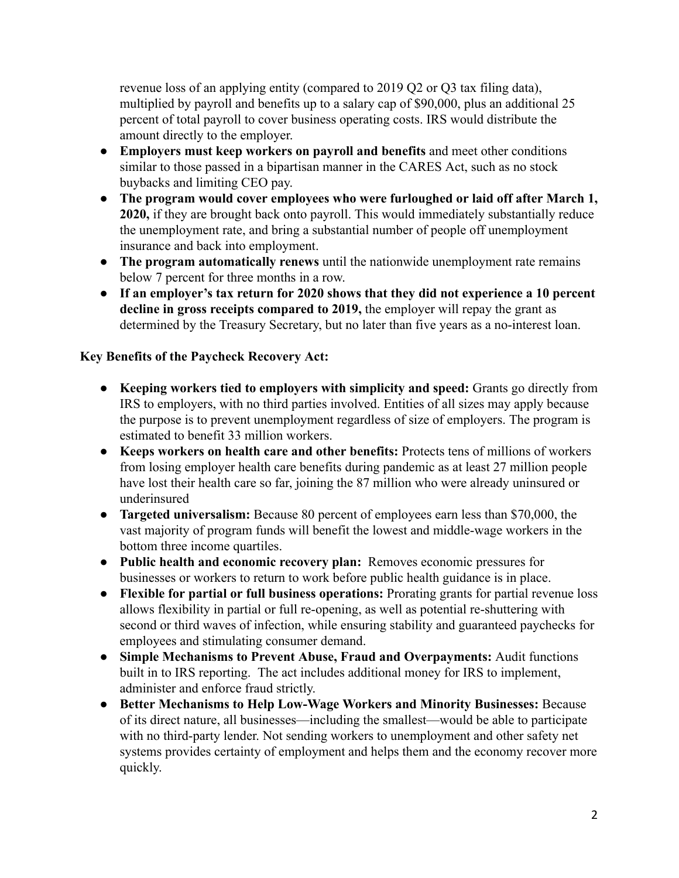revenue loss of an applying entity (compared to 2019 Q2 or Q3 tax filing data), multiplied by payroll and benefits up to a salary cap of $90,000, plus an additional 25 percent of total payroll to cover business operating costs. IRS would distribute the amount directly to the employer.

- **Employers must keep workers on payroll and benefits** and meet other conditions similar to those passed in a bipartisan manner in the CARES Act, such as no stock buybacks and limiting CEO pay.
- **The program would cover employees who were furloughed or laid off after March 1, 2020,** if they are brought back onto payroll. This would immediately substantially reduce the unemployment rate, and bring a substantial number of people off unemployment insurance and back into employment.
- **The program automatically renews** until the nationwide unemployment rate remains below 7 percent for three months in a row.
- **If an employer's tax return for 2020 shows that they did not experience a 10 percent decline in gross receipts compared to 2019,** the employer will repay the grant as determined by the Treasury Secretary, but no later than five years as a no-interest loan.

**Key Benefits of the Paycheck Recovery Act:**

- **Keeping workers tied to employers with simplicity and speed:** Grants go directly from IRS to employers, with no third parties involved. Entities of all sizes may apply because the purpose is to prevent unemployment regardless of size of employers. The program is estimated to benefit 33 million workers.
- **Keeps workers on health care and other benefits:** Protects tens of millions of workers from losing employer health care benefits during pandemic as at least 27 million people have lost their health care so far, joining the 87 million who were already uninsured or underinsured
- **Targeted universalism:** Because 80 percent of employees earn less than $70,000, the vast majority of program funds will benefit the lowest and middle-wage workers in the bottom three income quartiles.
- **Public health and economic recovery plan:** Removes economic pressures for businesses or workers to return to work before public health guidance is in place.
- **Flexible for partial or full business operations:** Prorating grants for partial revenue loss allows flexibility in partial or full re-opening, as well as potential re-shuttering with second or third waves of infection, while ensuring stability and guaranteed paychecks for employees and stimulating consumer demand.
- **Simple Mechanisms to Prevent Abuse, Fraud and Overpayments:** Audit functions built in to IRS reporting. The act includes additional money for IRS to implement, administer and enforce fraud strictly.
- **Better Mechanisms to Help Low-Wage Workers and Minority Businesses:** Because of its direct nature, all businesses—including the smallest—would be able to participate with no third-party lender. Not sending workers to unemployment and other safety net systems provides certainty of employment and helps them and the economy recover more quickly.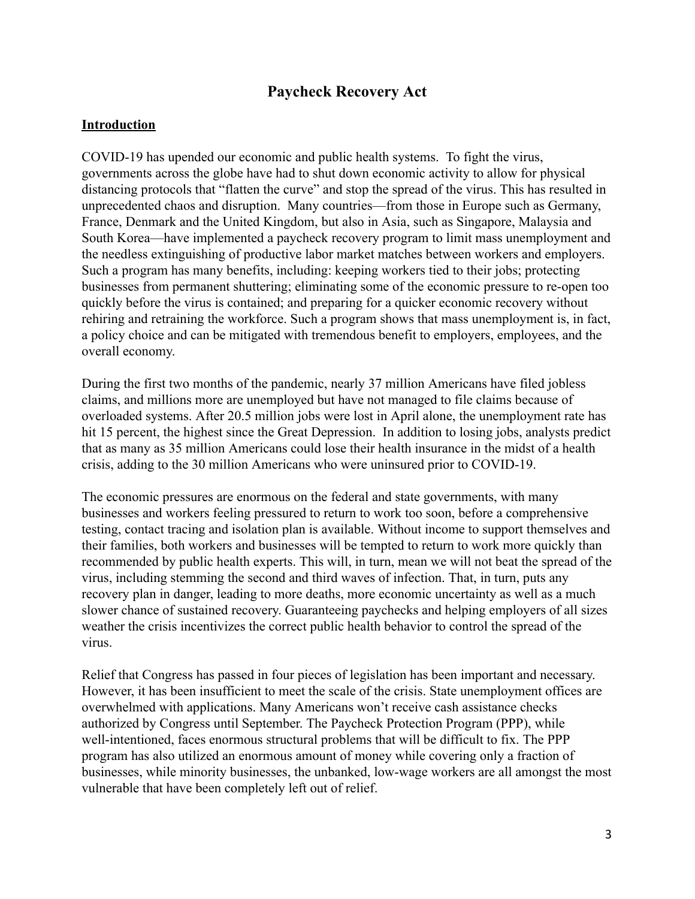# Paycheck Recovery Act

## Introduction

COVID-19 has upended our economic and public health systems. To fight the virus, governments across the globe have had to shut down economic activity to allow for physical distancing protocols that "flatten the curve" and stop the spread of the virus. This has resulted in unprecedented chaos and disruption. Many countries—from those in Europe such as Germany, France, Denmark and the United Kingdom, but also in Asia, such as Singapore, Malaysia and South Korea—have implemented a paycheck recovery program to limit mass unemployment and the needless extinguishing of productive labor market matches between workers and employers. Such a program has many benefits, including: keeping workers tied to their jobs; protecting businesses from permanent shuttering; eliminating some of the economic pressure to re-open too quickly before the virus is contained; and preparing for a quicker economic recovery without rehiring and retraining the workforce. Such a program shows that mass unemployment is, in fact, a policy choice and can be mitigated with tremendous benefit to employers, employees, and the overall economy.

During the first two months of the pandemic, nearly 37 million Americans have filed jobless claims, and millions more are unemployed but have not managed to file claims because of overloaded systems. After 20.5 million jobs were lost in April alone, the unemployment rate has hit 15 percent, the highest since the Great Depression. In addition to losing jobs, analysts predict that as many as 35 million Americans could lose their health insurance in the midst of a health crisis, adding to the 30 million Americans who were uninsured prior to COVID-19.

The economic pressures are enormous on the federal and state governments, with many businesses and workers feeling pressured to return to work too soon, before a comprehensive testing, contact tracing and isolation plan is available. Without income to support themselves and their families, both workers and businesses will be tempted to return to work more quickly than recommended by public health experts. This will, in turn, mean we will not beat the spread of the virus, including stemming the second and third waves of infection. That, in turn, puts any recovery plan in danger, leading to more deaths, more economic uncertainty as well as a much slower chance of sustained recovery. Guaranteeing paychecks and helping employers of all sizes weather the crisis incentivizes the correct public health behavior to control the spread of the virus.

Relief that Congress has passed in four pieces of legislation has been important and necessary. However, it has been insufficient to meet the scale of the crisis. State unemployment offices are overwhelmed with applications. Many Americans won't receive cash assistance checks authorized by Congress until September. The Paycheck Protection Program (PPP), while well-intentioned, faces enormous structural problems that will be difficult to fix. The PPP program has also utilized an enormous amount of money while covering only a fraction of businesses, while minority businesses, the unbanked, low-wage workers are all amongst the most vulnerable that have been completely left out of relief.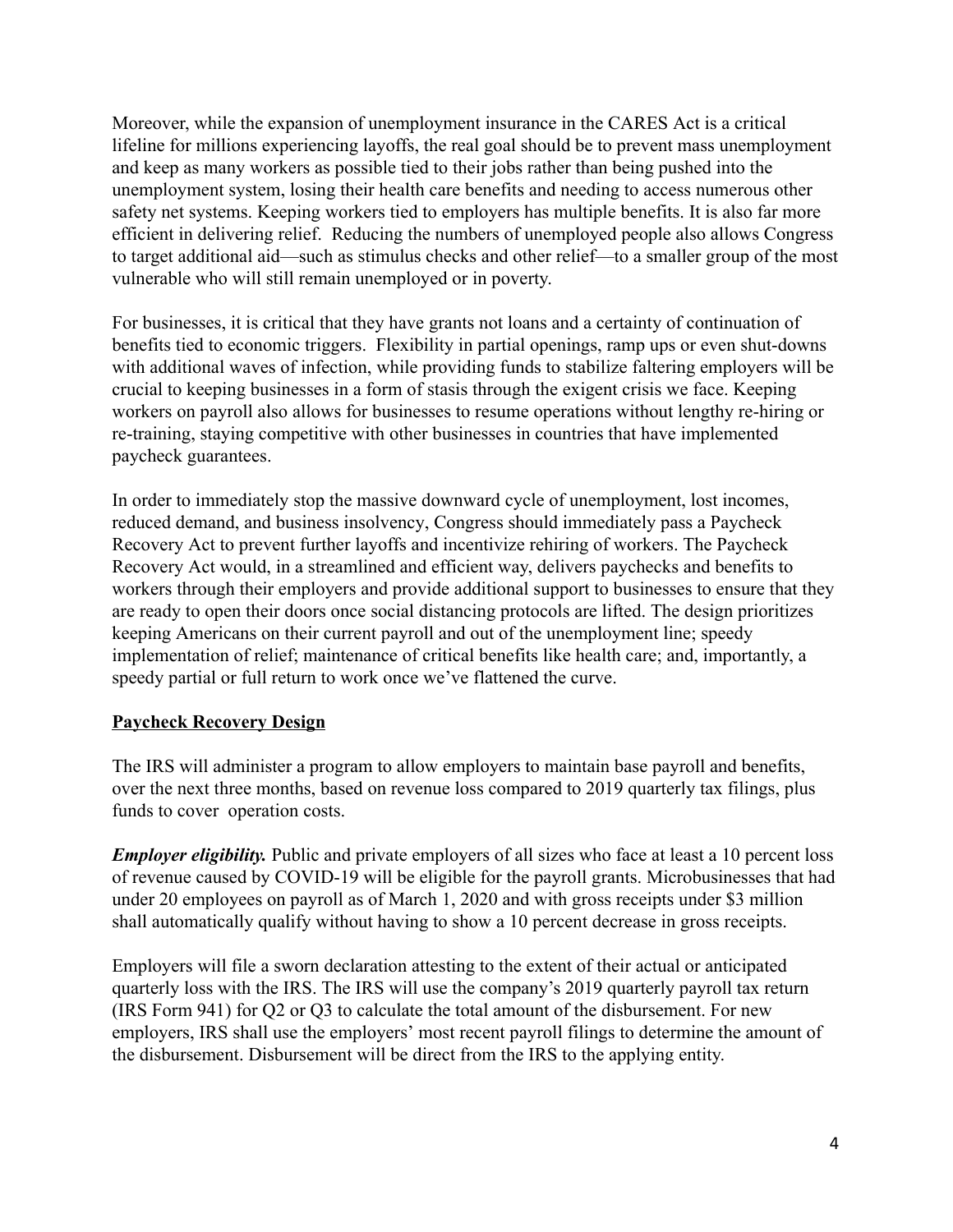Moreover, while the expansion of unemployment insurance in the CARES Act is a critical lifeline for millions experiencing layoffs, the real goal should be to prevent mass unemployment and keep as many workers as possible tied to their jobs rather than being pushed into the unemployment system, losing their health care benefits and needing to access numerous other safety net systems. Keeping workers tied to employers has multiple benefits. It is also far more efficient in delivering relief. Reducing the numbers of unemployed people also allows Congress to target additional aid—such as stimulus checks and other relief—to a smaller group of the most vulnerable who will still remain unemployed or in poverty.

For businesses, it is critical that they have grants not loans and a certainty of continuation of benefits tied to economic triggers. Flexibility in partial openings, ramp ups or even shut-downs with additional waves of infection, while providing funds to stabilize faltering employers will be crucial to keeping businesses in a form of stasis through the exigent crisis we face. Keeping workers on payroll also allows for businesses to resume operations without lengthy re-hiring or re-training, staying competitive with other businesses in countries that have implemented paycheck guarantees.

In order to immediately stop the massive downward cycle of unemployment, lost incomes, reduced demand, and business insolvency, Congress should immediately pass a Paycheck Recovery Act to prevent further layoffs and incentivize rehiring of workers. The Paycheck Recovery Act would, in a streamlined and efficient way, delivers paychecks and benefits to workers through their employers and provide additional support to businesses to ensure that they are ready to open their doors once social distancing protocols are lifted. The design prioritizes keeping Americans on their current payroll and out of the unemployment line; speedy implementation of relief; maintenance of critical benefits like health care; and, importantly, a speedy partial or full return to work once we've flattened the curve.

## Paycheck Recovery Design

The IRS will administer a program to allow employers to maintain base payroll and benefits, over the next three months, based on revenue loss compared to 2019 quarterly tax filings, plus funds to cover operation costs.

***Employer eligibility.*** Public and private employers of all sizes who face at least a 10 percent loss of revenue caused by COVID-19 will be eligible for the payroll grants. Microbusinesses that had under 20 employees on payroll as of March 1, 2020 and with gross receipts under $3 million shall automatically qualify without having to show a 10 percent decrease in gross receipts.

Employers will file a sworn declaration attesting to the extent of their actual or anticipated quarterly loss with the IRS. The IRS will use the company's 2019 quarterly payroll tax return (IRS Form 941) for Q2 or Q3 to calculate the total amount of the disbursement. For new employers, IRS shall use the employers' most recent payroll filings to determine the amount of the disbursement. Disbursement will be direct from the IRS to the applying entity.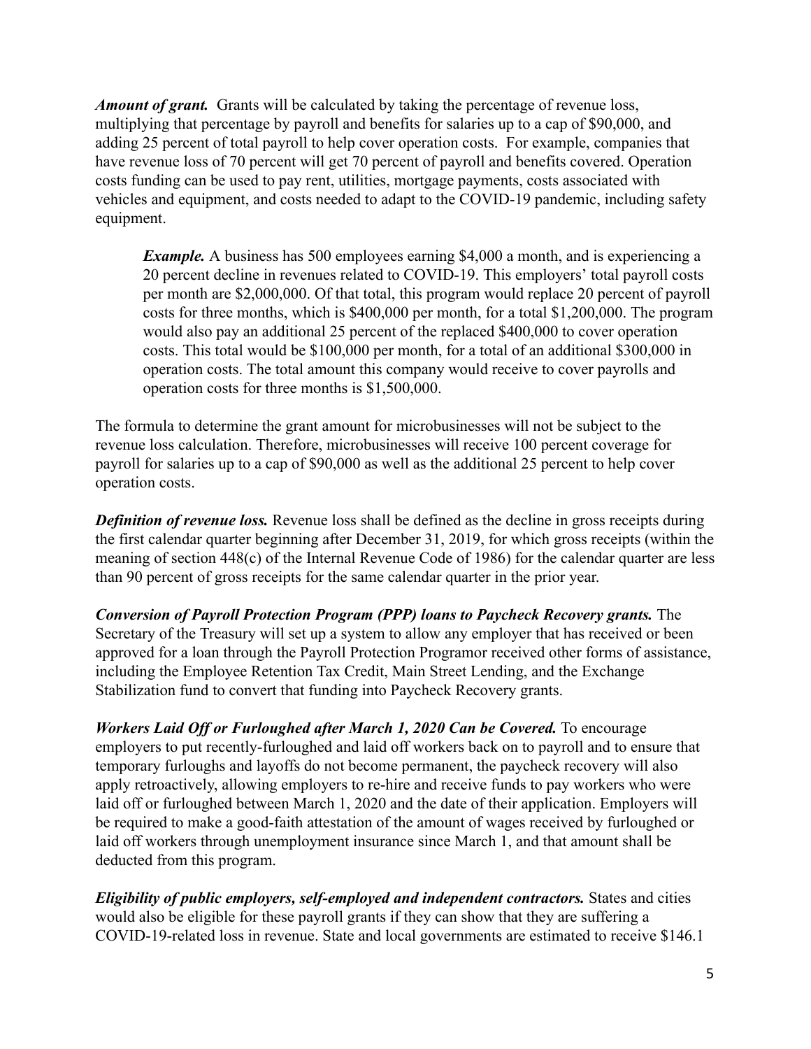***Amount of grant.*** Grants will be calculated by taking the percentage of revenue loss, multiplying that percentage by payroll and benefits for salaries up to a cap of $90,000, and adding 25 percent of total payroll to help cover operation costs. For example, companies that have revenue loss of 70 percent will get 70 percent of payroll and benefits covered. Operation costs funding can be used to pay rent, utilities, mortgage payments, costs associated with vehicles and equipment, and costs needed to adapt to the COVID-19 pandemic, including safety equipment.

> ***Example.*** A business has 500 employees earning $4,000 a month, and is experiencing a 20 percent decline in revenues related to COVID-19. This employers' total payroll costs per month are $2,000,000. Of that total, this program would replace 20 percent of payroll costs for three months, which is $400,000 per month, for a total $1,200,000. The program would also pay an additional 25 percent of the replaced $400,000 to cover operation costs. This total would be $100,000 per month, for a total of an additional $300,000 in operation costs. The total amount this company would receive to cover payrolls and operation costs for three months is $1,500,000.

The formula to determine the grant amount for microbusinesses will not be subject to the revenue loss calculation. Therefore, microbusinesses will receive 100 percent coverage for payroll for salaries up to a cap of $90,000 as well as the additional 25 percent to help cover operation costs.

***Definition of revenue loss.*** Revenue loss shall be defined as the decline in gross receipts during the first calendar quarter beginning after December 31, 2019, for which gross receipts (within the meaning of section 448(c) of the Internal Revenue Code of 1986) for the calendar quarter are less than 90 percent of gross receipts for the same calendar quarter in the prior year.

***Conversion of Payroll Protection Program (PPP) loans to Paycheck Recovery grants.*** The Secretary of the Treasury will set up a system to allow any employer that has received or been approved for a loan through the Payroll Protection Programor received other forms of assistance, including the Employee Retention Tax Credit, Main Street Lending, and the Exchange Stabilization fund to convert that funding into Paycheck Recovery grants.

***Workers Laid Off or Furloughed after March 1, 2020 Can be Covered.*** To encourage employers to put recently-furloughed and laid off workers back on to payroll and to ensure that temporary furloughs and layoffs do not become permanent, the paycheck recovery will also apply retroactively, allowing employers to re-hire and receive funds to pay workers who were laid off or furloughed between March 1, 2020 and the date of their application. Employers will be required to make a good-faith attestation of the amount of wages received by furloughed or laid off workers through unemployment insurance since March 1, and that amount shall be deducted from this program.

***Eligibility of public employers, self-employed and independent contractors.*** States and cities would also be eligible for these payroll grants if they can show that they are suffering a COVID-19-related loss in revenue. State and local governments are estimated to receive $146.1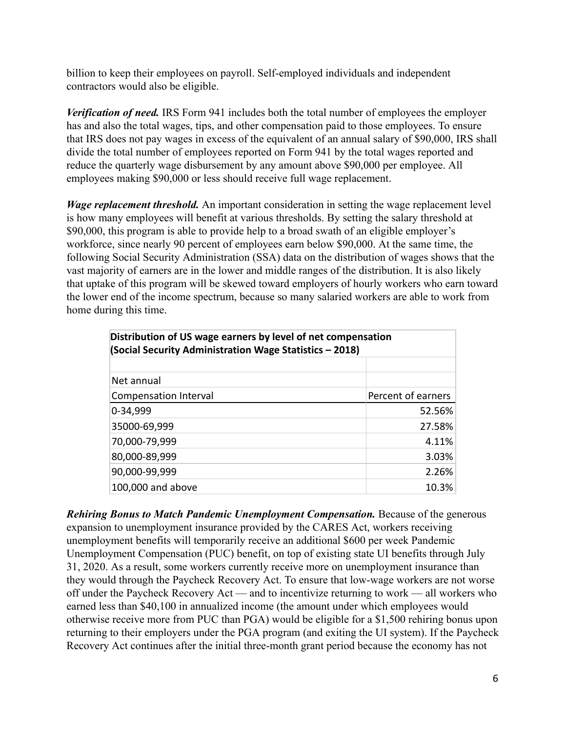billion to keep their employees on payroll. Self-employed individuals and independent contractors would also be eligible.

***Verification of need.*** IRS Form 941 includes both the total number of employees the employer has and also the total wages, tips, and other compensation paid to those employees. To ensure that IRS does not pay wages in excess of the equivalent of an annual salary of $90,000, IRS shall divide the total number of employees reported on Form 941 by the total wages reported and reduce the quarterly wage disbursement by any amount above $90,000 per employee. All employees making $90,000 or less should receive full wage replacement.

***Wage replacement threshold.*** An important consideration in setting the wage replacement level is how many employees will benefit at various thresholds. By setting the salary threshold at $90,000, this program is able to provide help to a broad swath of an eligible employer's workforce, since nearly 90 percent of employees earn below $90,000. At the same time, the following Social Security Administration (SSA) data on the distribution of wages shows that the vast majority of earners are in the lower and middle ranges of the distribution. It is also likely that uptake of this program will be skewed toward employers of hourly workers who earn toward the lower end of the income spectrum, because so many salaried workers are able to work from home during this time.

| **Distribution of US wage earners by level of net compensation (Social Security Administration Wage Statistics – 2018)** | |
|---|---|
| Net annual Compensation Interval | Percent of earners |
| 0-34,999 | 52.56% |
| 35000-69,999 | 27.58% |
| 70,000-79,999 | 4.11% |
| 80,000-89,999 | 3.03% |
| 90,000-99,999 | 2.26% |
| 100,000 and above | 10.3% |

***Rehiring Bonus to Match Pandemic Unemployment Compensation.*** Because of the generous expansion to unemployment insurance provided by the CARES Act, workers receiving unemployment benefits will temporarily receive an additional $600 per week Pandemic Unemployment Compensation (PUC) benefit, on top of existing state UI benefits through July 31, 2020. As a result, some workers currently receive more on unemployment insurance than they would through the Paycheck Recovery Act. To ensure that low-wage workers are not worse off under the Paycheck Recovery Act — and to incentivize returning to work — all workers who earned less than $40,100 in annualized income (the amount under which employees would otherwise receive more from PUC than PGA) would be eligible for a $1,500 rehiring bonus upon returning to their employers under the PGA program (and exiting the UI system). If the Paycheck Recovery Act continues after the initial three-month grant period because the economy has not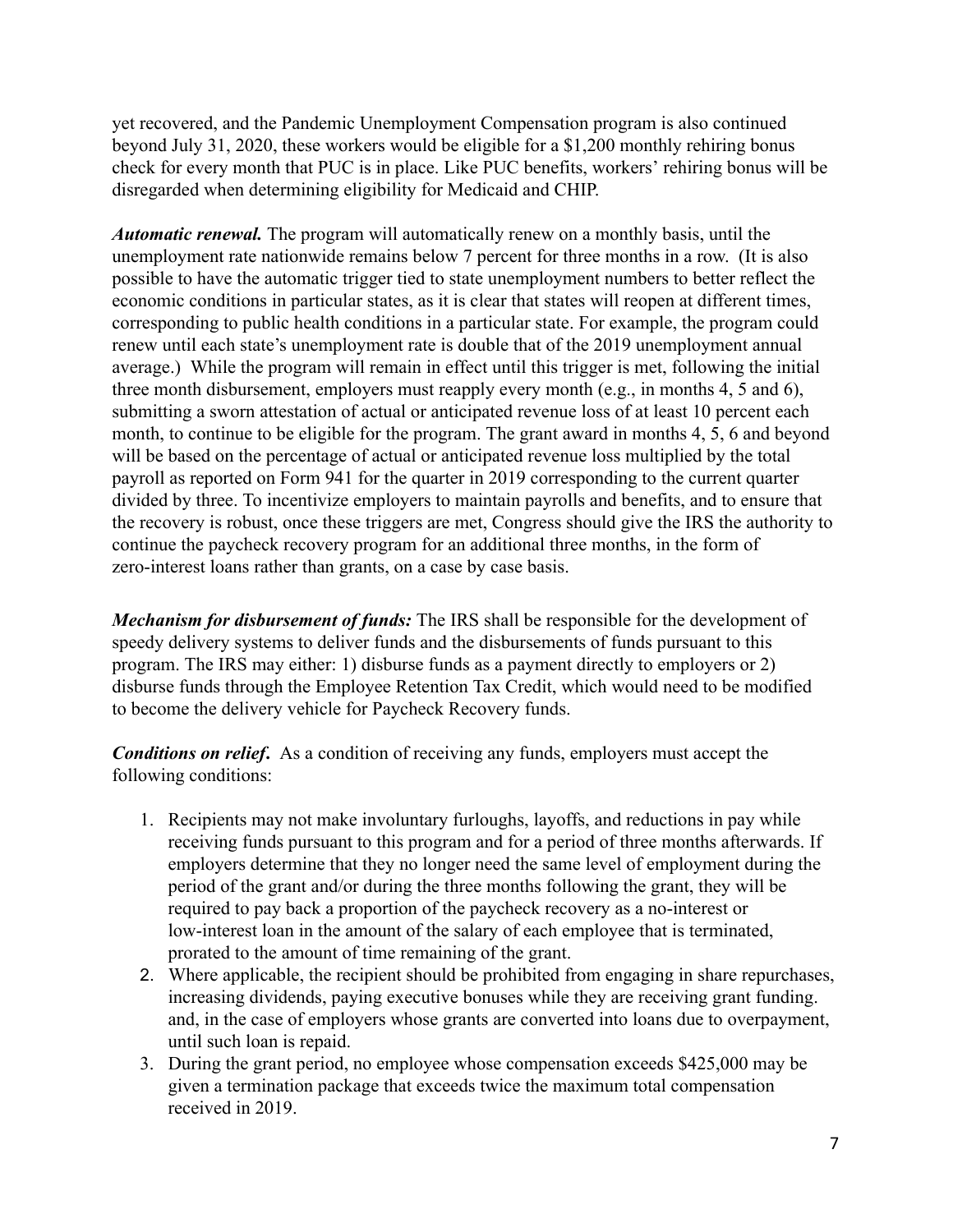yet recovered, and the Pandemic Unemployment Compensation program is also continued beyond July 31, 2020, these workers would be eligible for a $1,200 monthly rehiring bonus check for every month that PUC is in place. Like PUC benefits, workers' rehiring bonus will be disregarded when determining eligibility for Medicaid and CHIP.

***Automatic renewal.*** The program will automatically renew on a monthly basis, until the unemployment rate nationwide remains below 7 percent for three months in a row. (It is also possible to have the automatic trigger tied to state unemployment numbers to better reflect the economic conditions in particular states, as it is clear that states will reopen at different times, corresponding to public health conditions in a particular state. For example, the program could renew until each state's unemployment rate is double that of the 2019 unemployment annual average.) While the program will remain in effect until this trigger is met, following the initial three month disbursement, employers must reapply every month (e.g., in months 4, 5 and 6), submitting a sworn attestation of actual or anticipated revenue loss of at least 10 percent each month, to continue to be eligible for the program. The grant award in months 4, 5, 6 and beyond will be based on the percentage of actual or anticipated revenue loss multiplied by the total payroll as reported on Form 941 for the quarter in 2019 corresponding to the current quarter divided by three. To incentivize employers to maintain payrolls and benefits, and to ensure that the recovery is robust, once these triggers are met, Congress should give the IRS the authority to continue the paycheck recovery program for an additional three months, in the form of zero-interest loans rather than grants, on a case by case basis.

***Mechanism for disbursement of funds:*** The IRS shall be responsible for the development of speedy delivery systems to deliver funds and the disbursements of funds pursuant to this program. The IRS may either: 1) disburse funds as a payment directly to employers or 2) disburse funds through the Employee Retention Tax Credit, which would need to be modified to become the delivery vehicle for Paycheck Recovery funds.

***Conditions on relief.*** As a condition of receiving any funds, employers must accept the following conditions:

1. Recipients may not make involuntary furloughs, layoffs, and reductions in pay while receiving funds pursuant to this program and for a period of three months afterwards. If employers determine that they no longer need the same level of employment during the period of the grant and/or during the three months following the grant, they will be required to pay back a proportion of the paycheck recovery as a no-interest or low-interest loan in the amount of the salary of each employee that is terminated, prorated to the amount of time remaining of the grant.
2. Where applicable, the recipient should be prohibited from engaging in share repurchases, increasing dividends, paying executive bonuses while they are receiving grant funding. and, in the case of employers whose grants are converted into loans due to overpayment, until such loan is repaid.
3. During the grant period, no employee whose compensation exceeds $425,000 may be given a termination package that exceeds twice the maximum total compensation received in 2019.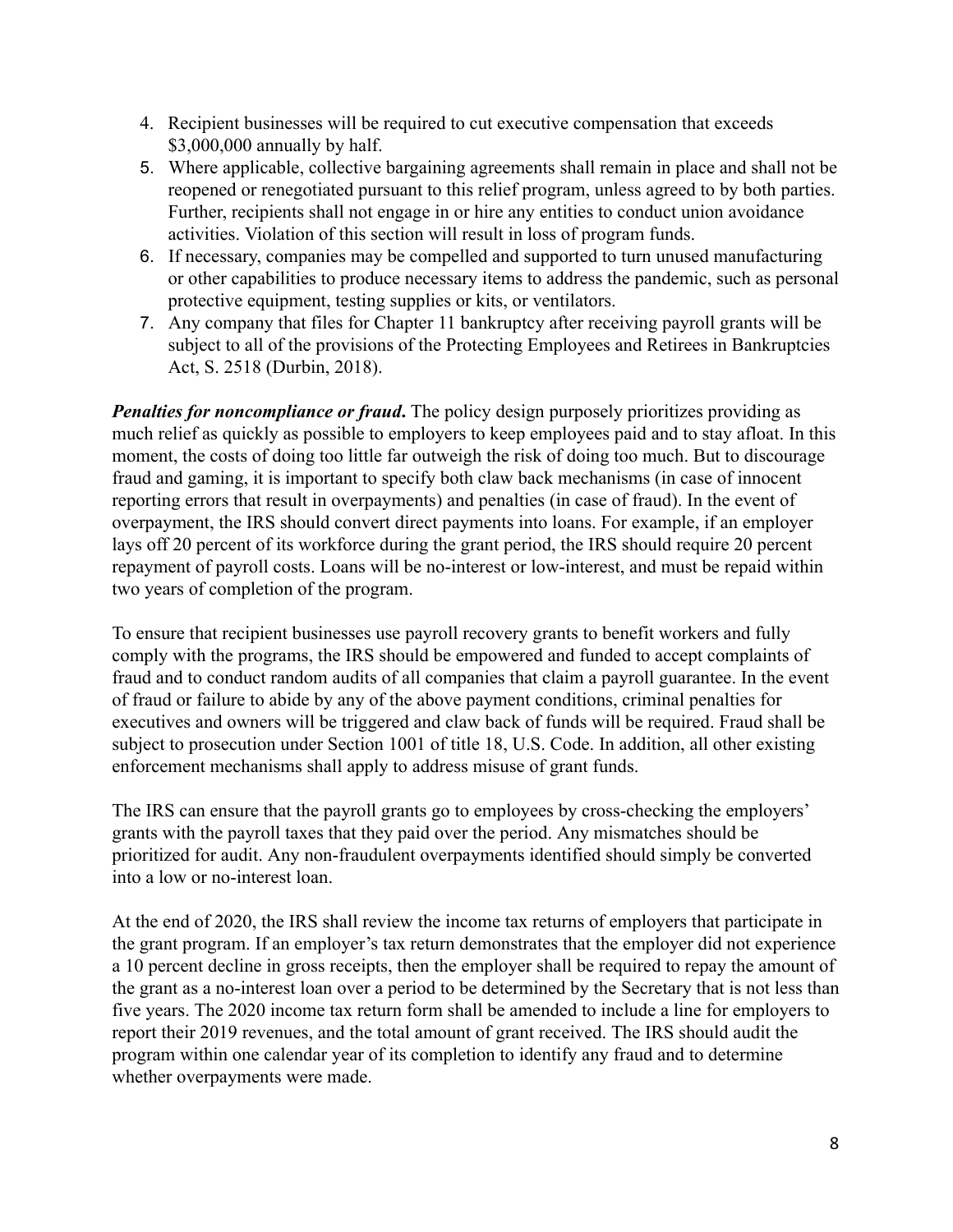4. Recipient businesses will be required to cut executive compensation that exceeds $3,000,000 annually by half.
5. Where applicable, collective bargaining agreements shall remain in place and shall not be reopened or renegotiated pursuant to this relief program, unless agreed to by both parties. Further, recipients shall not engage in or hire any entities to conduct union avoidance activities. Violation of this section will result in loss of program funds.
6. If necessary, companies may be compelled and supported to turn unused manufacturing or other capabilities to produce necessary items to address the pandemic, such as personal protective equipment, testing supplies or kits, or ventilators.
7. Any company that files for Chapter 11 bankruptcy after receiving payroll grants will be subject to all of the provisions of the Protecting Employees and Retirees in Bankruptcies Act, S. 2518 (Durbin, 2018).

***Penalties for noncompliance or fraud*.** The policy design purposely prioritizes providing as much relief as quickly as possible to employers to keep employees paid and to stay afloat. In this moment, the costs of doing too little far outweigh the risk of doing too much. But to discourage fraud and gaming, it is important to specify both claw back mechanisms (in case of innocent reporting errors that result in overpayments) and penalties (in case of fraud). In the event of overpayment, the IRS should convert direct payments into loans. For example, if an employer lays off 20 percent of its workforce during the grant period, the IRS should require 20 percent repayment of payroll costs. Loans will be no-interest or low-interest, and must be repaid within two years of completion of the program.

To ensure that recipient businesses use payroll recovery grants to benefit workers and fully comply with the programs, the IRS should be empowered and funded to accept complaints of fraud and to conduct random audits of all companies that claim a payroll guarantee. In the event of fraud or failure to abide by any of the above payment conditions, criminal penalties for executives and owners will be triggered and claw back of funds will be required. Fraud shall be subject to prosecution under Section 1001 of title 18, U.S. Code. In addition, all other existing enforcement mechanisms shall apply to address misuse of grant funds.

The IRS can ensure that the payroll grants go to employees by cross-checking the employers' grants with the payroll taxes that they paid over the period. Any mismatches should be prioritized for audit. Any non-fraudulent overpayments identified should simply be converted into a low or no-interest loan.

At the end of 2020, the IRS shall review the income tax returns of employers that participate in the grant program. If an employer's tax return demonstrates that the employer did not experience a 10 percent decline in gross receipts, then the employer shall be required to repay the amount of the grant as a no-interest loan over a period to be determined by the Secretary that is not less than five years. The 2020 income tax return form shall be amended to include a line for employers to report their 2019 revenues, and the total amount of grant received. The IRS should audit the program within one calendar year of its completion to identify any fraud and to determine whether overpayments were made.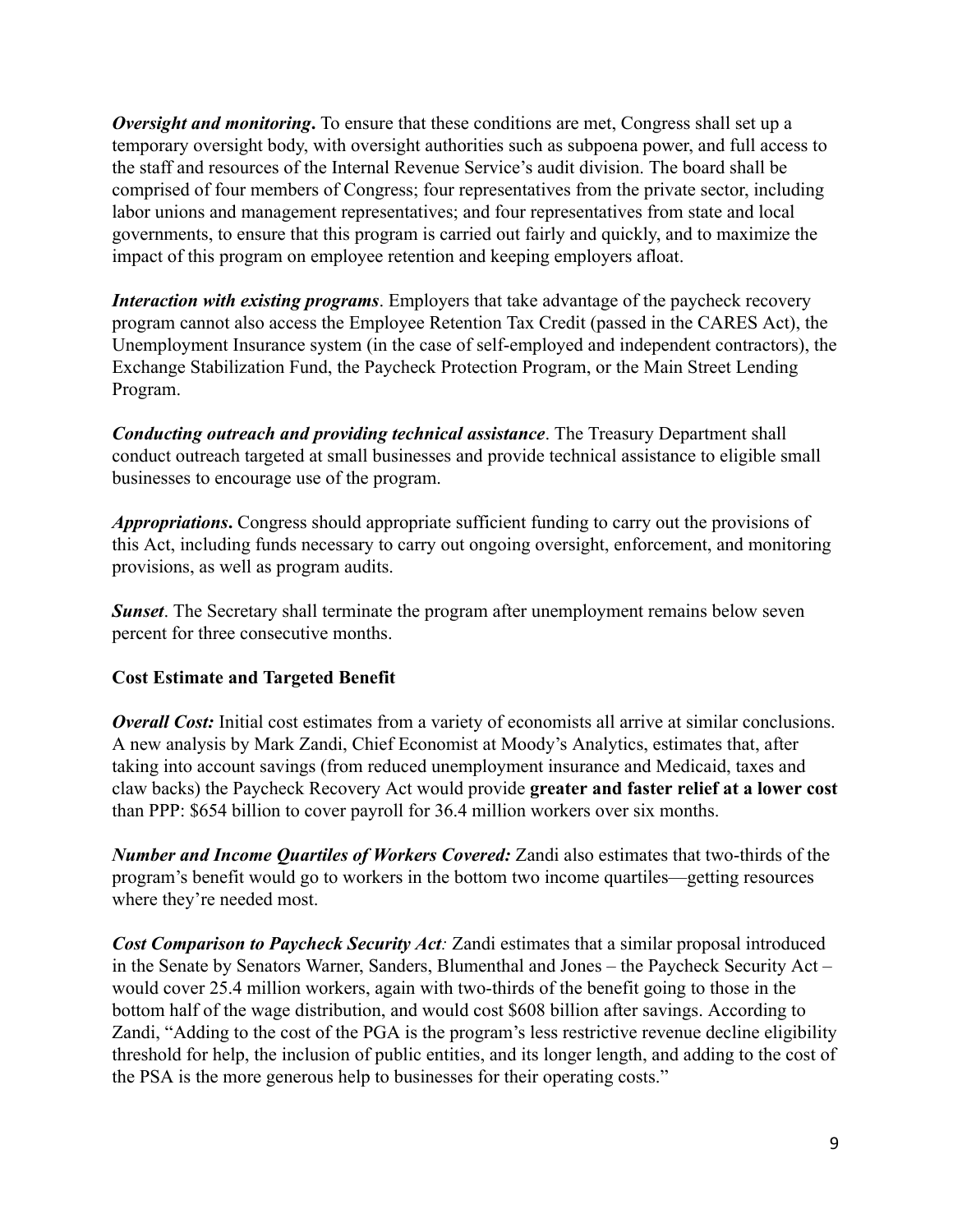***Oversight and monitoring*.** To ensure that these conditions are met, Congress shall set up a temporary oversight body, with oversight authorities such as subpoena power, and full access to the staff and resources of the Internal Revenue Service's audit division. The board shall be comprised of four members of Congress; four representatives from the private sector, including labor unions and management representatives; and four representatives from state and local governments, to ensure that this program is carried out fairly and quickly, and to maximize the impact of this program on employee retention and keeping employers afloat.

***Interaction with existing programs***. Employers that take advantage of the paycheck recovery program cannot also access the Employee Retention Tax Credit (passed in the CARES Act), the Unemployment Insurance system (in the case of self-employed and independent contractors), the Exchange Stabilization Fund, the Paycheck Protection Program, or the Main Street Lending Program.

***Conducting outreach and providing technical assistance***. The Treasury Department shall conduct outreach targeted at small businesses and provide technical assistance to eligible small businesses to encourage use of the program.

***Appropriations*.** Congress should appropriate sufficient funding to carry out the provisions of this Act, including funds necessary to carry out ongoing oversight, enforcement, and monitoring provisions, as well as program audits.

***Sunset***. The Secretary shall terminate the program after unemployment remains below seven percent for three consecutive months.

**Cost Estimate and Targeted Benefit**

***Overall Cost:*** Initial cost estimates from a variety of economists all arrive at similar conclusions. A new analysis by Mark Zandi, Chief Economist at Moody's Analytics, estimates that, after taking into account savings (from reduced unemployment insurance and Medicaid, taxes and claw backs) the Paycheck Recovery Act would provide **greater and faster relief at a lower cost** than PPP: $654 billion to cover payroll for 36.4 million workers over six months.

***Number and Income Quartiles of Workers Covered:*** Zandi also estimates that two-thirds of the program's benefit would go to workers in the bottom two income quartiles—getting resources where they're needed most.

***Cost Comparison to Paycheck Security Act:*** Zandi estimates that a similar proposal introduced in the Senate by Senators Warner, Sanders, Blumenthal and Jones – the Paycheck Security Act – would cover 25.4 million workers, again with two-thirds of the benefit going to those in the bottom half of the wage distribution, and would cost $608 billion after savings. According to Zandi, "Adding to the cost of the PGA is the program's less restrictive revenue decline eligibility threshold for help, the inclusion of public entities, and its longer length, and adding to the cost of the PSA is the more generous help to businesses for their operating costs."